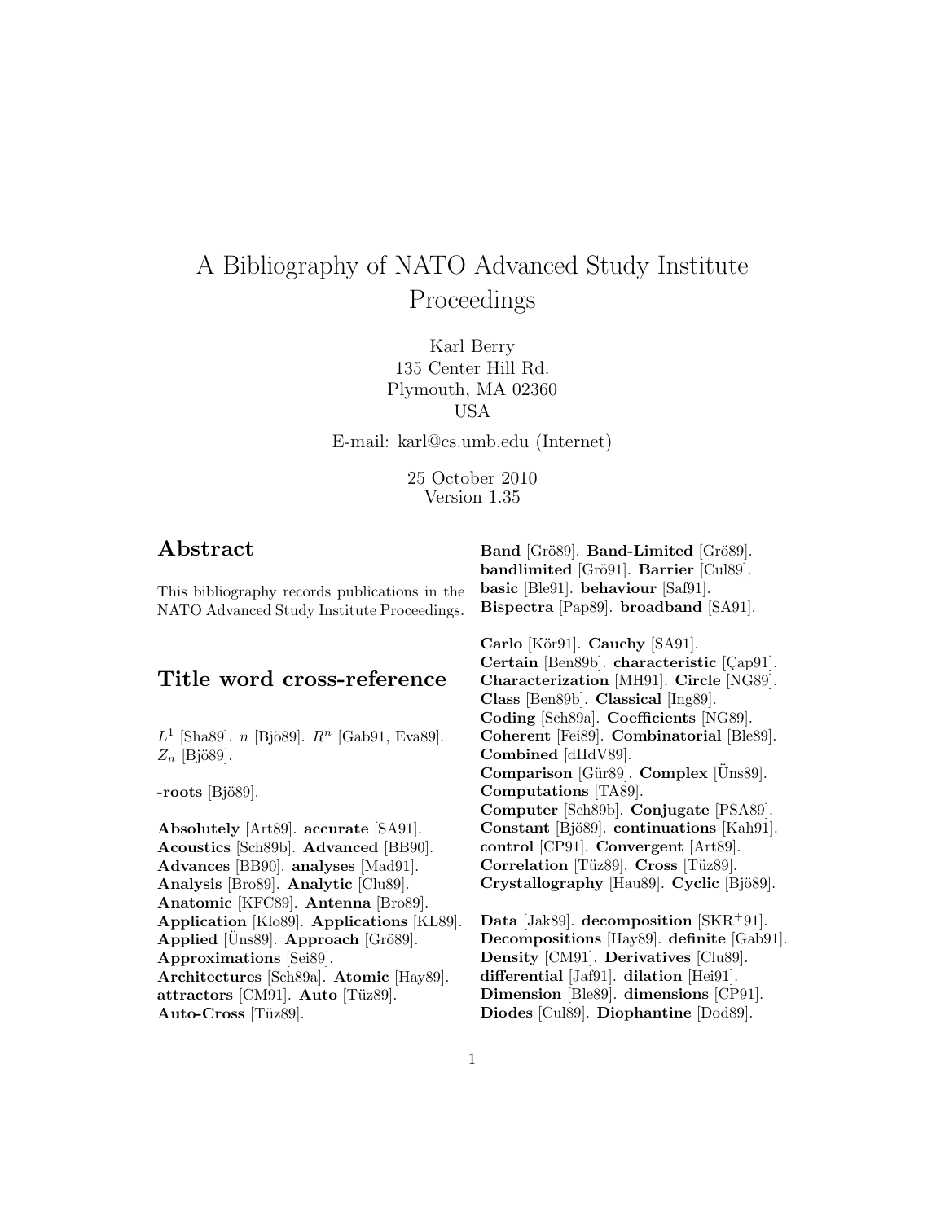# A Bibliography of NATO Advanced Study Institute Proceedings

Karl Berry
135 Center Hill Rd.
Plymouth, MA 02360
USA

E-mail: karl@cs.umb.edu (Internet)

25 October 2010
Version 1.35

## Abstract

This bibliography records publications in the NATO Advanced Study Institute Proceedings.

## Title word cross-reference

$L^1$ [Sha89]. $n$ [Bjö89]. $R^n$ [Gab91, Eva89]. $Z_n$ [Bjö89].

**-roots** [Bjö89].

**Absolutely** [Art89]. **accurate** [SA91]. **Acoustics** [Sch89b]. **Advanced** [BB90]. **Advances** [BB90]. **analyses** [Mad91]. **Analysis** [Bro89]. **Analytic** [Clu89]. **Anatomic** [KFC89]. **Antenna** [Bro89]. **Application** [Klo89]. **Applications** [KL89]. **Applied** [Üns89]. **Approach** [Grö89]. **Approximations** [Sei89]. **Architectures** [Sch89a]. **Atomic** [Hay89]. **attractors** [CM91]. **Auto** [Tüz89]. **Auto-Cross** [Tüz89].

**Band** [Grö89]. **Band-Limited** [Grö89]. **bandlimited** [Grö91]. **Barrier** [Cul89]. **basic** [Ble91]. **behaviour** [Saf91]. **Bispectra** [Pap89]. **broadband** [SA91].

**Carlo** [Kör91]. **Cauchy** [SA91]. **Certain** [Ben89b]. **characteristic** [Çap91]. **Characterization** [MH91]. **Circle** [NG89]. **Class** [Ben89b]. **Classical** [Ing89]. **Coding** [Sch89a]. **Coefficients** [NG89]. **Coherent** [Fei89]. **Combinatorial** [Ble89]. **Combined** [dHdV89]. **Comparison** [Gür89]. **Complex** [Üns89]. **Computations** [TA89]. **Computer** [Sch89b]. **Conjugate** [PSA89]. **Constant** [Bjö89]. **continuations** [Kah91]. **control** [CP91]. **Convergent** [Art89]. **Correlation** [Tüz89]. **Cross** [Tüz89]. **Crystallography** [Hau89]. **Cyclic** [Bjö89].

**Data** [Jak89]. **decomposition** [SKR$^+$91]. **Decompositions** [Hay89]. **definite** [Gab91]. **Density** [CM91]. **Derivatives** [Clu89]. **differential** [Jaf91]. **dilation** [Hei91]. **Dimension** [Ble89]. **dimensions** [CP91]. **Diodes** [Cul89]. **Diophantine** [Dod89].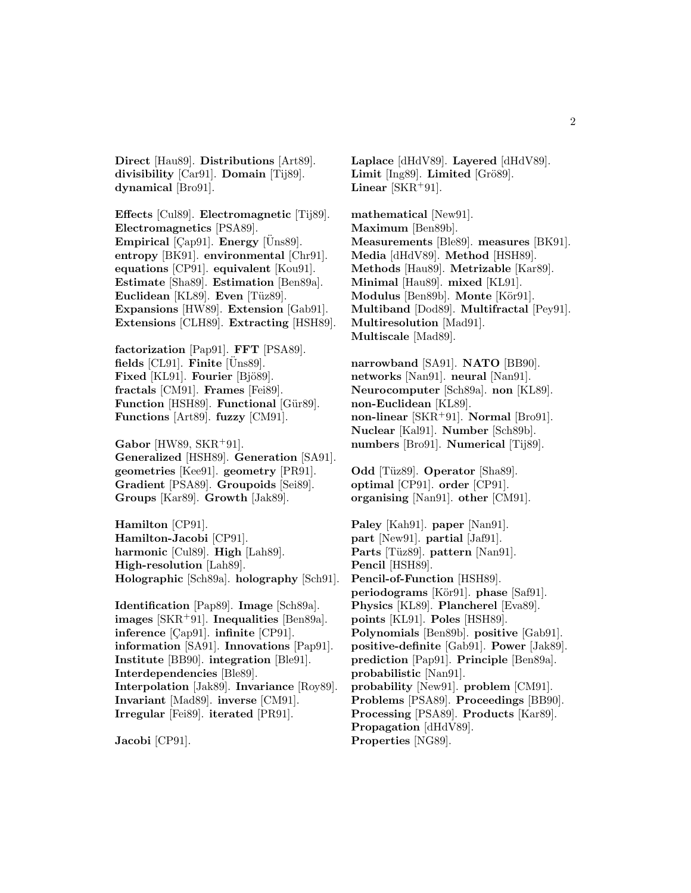**Direct** [Hau89]. **Distributions** [Art89]. **divisibility** [Car91]. **Domain** [Tij89]. **dynamical** [Bro91].

**Effects** [Cul89]. **Electromagnetic** [Tij89]. **Electromagnetics** [PSA89]. **Empirical** [Çap91]. **Energy** [Üns89]. **entropy** [BK91]. **environmental** [Chr91]. **equations** [CP91]. **equivalent** [Kou91]. **Estimate** [Sha89]. **Estimation** [Ben89a]. **Euclidean** [KL89]. **Even** [Tüz89]. **Expansions** [HW89]. **Extension** [Gab91]. **Extensions** [CLH89]. **Extracting** [HSH89].

**factorization** [Pap91]. **FFT** [PSA89]. **fields** [CL91]. **Finite** [Üns89]. **Fixed** [KL91]. **Fourier** [Bjö89]. **fractals** [CM91]. **Frames** [Fei89]. **Function** [HSH89]. **Functional** [Gür89]. **Functions** [Art89]. **fuzzy** [CM91].

**Gabor** [HW89, SKR+91]. **Generalized** [HSH89]. **Generation** [SA91]. **geometries** [Kee91]. **geometry** [PR91]. **Gradient** [PSA89]. **Groupoids** [Sei89]. **Groups** [Kar89]. **Growth** [Jak89].

**Hamilton** [CP91]. **Hamilton-Jacobi** [CP91]. **harmonic** [Cul89]. **High** [Lah89]. **High-resolution** [Lah89]. **Holographic** [Sch89a]. **holography** [Sch91].

**Identification** [Pap89]. **Image** [Sch89a]. **images** [SKR+91]. **Inequalities** [Ben89a]. **inference** [Çap91]. **infinite** [CP91]. **information** [SA91]. **Innovations** [Pap91]. **Institute** [BB90]. **integration** [Ble91]. **Interdependencies** [Ble89]. **Interpolation** [Jak89]. **Invariance** [Roy89]. **Invariant** [Mad89]. **inverse** [CM91]. **Irregular** [Fei89]. **iterated** [PR91].

**Jacobi** [CP91].

**Laplace** [dHdV89]. **Layered** [dHdV89]. **Limit** [Ing89]. **Limited** [Grö89]. **Linear** [SKR+91].

**mathematical** [New91]. **Maximum** [Ben89b]. **Measurements** [Ble89]. **measures** [BK91]. **Media** [dHdV89]. **Method** [HSH89]. **Methods** [Hau89]. **Metrizable** [Kar89]. **Minimal** [Hau89]. **mixed** [KL91]. **Modulus** [Ben89b]. **Monte** [Kör91]. **Multiband** [Dod89]. **Multifractal** [Pey91]. **Multiresolution** [Mad91]. **Multiscale** [Mad89].

**narrowband** [SA91]. **NATO** [BB90]. **networks** [Nan91]. **neural** [Nan91]. **Neurocomputer** [Sch89a]. **non** [KL89]. **non-Euclidean** [KL89]. **non-linear** [SKR+91]. **Normal** [Bro91]. **Nuclear** [Kal91]. **Number** [Sch89b]. **numbers** [Bro91]. **Numerical** [Tij89].

**Odd** [Tüz89]. **Operator** [Sha89]. **optimal** [CP91]. **order** [CP91]. **organising** [Nan91]. **other** [CM91].

**Paley** [Kah91]. **paper** [Nan91]. **part** [New91]. **partial** [Jaf91]. **Parts** [Tüz89]. **pattern** [Nan91]. **Pencil** [HSH89]. **Pencil-of-Function** [HSH89]. **periodograms** [Kör91]. **phase** [Saf91]. **Physics** [KL89]. **Plancherel** [Eva89]. **points** [KL91]. **Poles** [HSH89]. **Polynomials** [Ben89b]. **positive** [Gab91]. **positive-definite** [Gab91]. **Power** [Jak89]. **prediction** [Pap91]. **Principle** [Ben89a]. **probabilistic** [Nan91]. **probability** [New91]. **problem** [CM91]. **Problems** [PSA89]. **Proceedings** [BB90]. **Processing** [PSA89]. **Products** [Kar89]. **Propagation** [dHdV89]. **Properties** [NG89].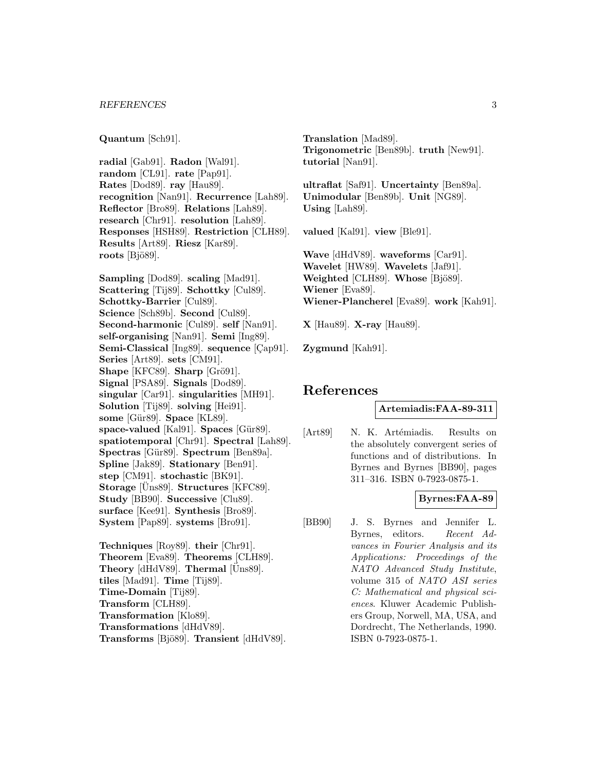**Quantum** [Sch91].

**radial** [Gab91]. **Radon** [Wal91]. **random** [CL91]. **rate** [Pap91]. **Rates** [Dod89]. **ray** [Hau89]. **recognition** [Nan91]. **Recurrence** [Lah89]. **Reflector** [Bro89]. **Relations** [Lah89]. **research** [Chr91]. **resolution** [Lah89]. **Responses** [HSH89]. **Restriction** [CLH89]. **Results** [Art89]. **Riesz** [Kar89]. **roots** [Bjö89].

**Sampling** [Dod89]. **scaling** [Mad91]. **Scattering** [Tij89]. **Schottky** [Cul89]. **Schottky-Barrier** [Cul89]. **Science** [Sch89b]. **Second** [Cul89]. **Second-harmonic** [Cul89]. **self** [Nan91]. **self-organising** [Nan91]. **Semi** [Ing89]. **Semi-Classical** [Ing89]. **sequence** [Çap91]. **Series** [Art89]. **sets** [CM91]. **Shape** [KFC89]. **Sharp** [Grö91]. **Signal** [PSA89]. **Signals** [Dod89]. **singular** [Car91]. **singularities** [MH91]. **Solution** [Tij89]. **solving** [Hei91]. **some** [Gür89]. **Space** [KL89]. **space-valued** [Kal91]. **Spaces** [Gür89]. **spatiotemporal** [Chr91]. **Spectral** [Lah89]. **Spectras** [Gür89]. **Spectrum** [Ben89a]. **Spline** [Jak89]. **Stationary** [Ben91]. **step** [CM91]. **stochastic** [BK91]. **Storage** [Üns89]. **Structures** [KFC89]. **Study** [BB90]. **Successive** [Clu89]. **surface** [Kee91]. **Synthesis** [Bro89]. **System** [Pap89]. **systems** [Bro91].

**Techniques** [Roy89]. **their** [Chr91]. **Theorem** [Eva89]. **Theorems** [CLH89]. **Theory** [dHdV89]. **Thermal** [Üns89]. **tiles** [Mad91]. **Time** [Tij89]. **Time-Domain** [Tij89]. **Transform** [CLH89]. **Transformation** [Klo89]. **Transformations** [dHdV89]. **Transforms** [Bjö89]. **Transient** [dHdV89]. **Translation** [Mad89]. **Trigonometric** [Ben89b]. **truth** [New91]. **tutorial** [Nan91].

**ultraflat** [Saf91]. **Uncertainty** [Ben89a]. **Unimodular** [Ben89b]. **Unit** [NG89]. **Using** [Lah89].

**valued** [Kal91]. **view** [Ble91].

**Wave** [dHdV89]. **waveforms** [Car91]. **Wavelet** [HW89]. **Wavelets** [Jaf91]. **Weighted** [CLH89]. **Whose** [Bjö89]. **Wiener** [Eva89]. **Wiener-Plancherel** [Eva89]. **work** [Kah91].

**X** [Hau89]. **X-ray** [Hau89].

**Zygmund** [Kah91].

# References

**Artemiadis:FAA-89-311**

[Art89] N. K. Artémiadis. Results on the absolutely convergent series of functions and of distributions. In Byrnes and Byrnes [BB90], pages 311–316. ISBN 0-7923-0875-1.

**Byrnes:FAA-89**

[BB90] J. S. Byrnes and Jennifer L. Byrnes, editors. *Recent Advances in Fourier Analysis and its Applications: Proceedings of the NATO Advanced Study Institute*, volume 315 of *NATO ASI series C: Mathematical and physical sciences*. Kluwer Academic Publishers Group, Norwell, MA, USA, and Dordrecht, The Netherlands, 1990. ISBN 0-7923-0875-1.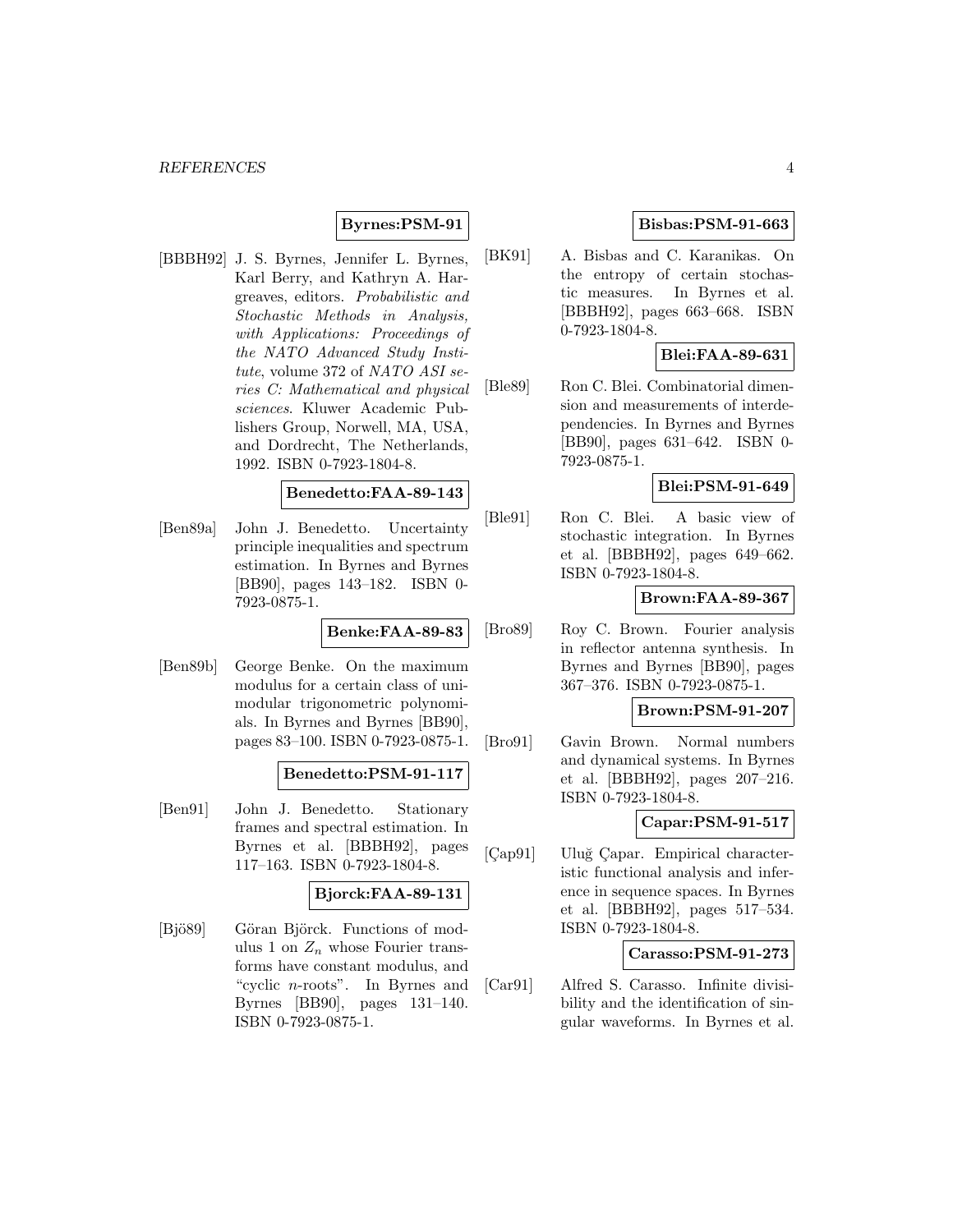**Byrnes:PSM-91**

[BBBH92] J. S. Byrnes, Jennifer L. Byrnes, Karl Berry, and Kathryn A. Hargreaves, editors. *Probabilistic and Stochastic Methods in Analysis, with Applications: Proceedings of the NATO Advanced Study Institute*, volume 372 of *NATO ASI series C: Mathematical and physical sciences*. Kluwer Academic Publishers Group, Norwell, MA, USA, and Dordrecht, The Netherlands, 1992. ISBN 0-7923-1804-8.

**Benedetto:FAA-89-143**

[Ben89a] John J. Benedetto. Uncertainty principle inequalities and spectrum estimation. In Byrnes and Byrnes [BB90], pages 143–182. ISBN 0-7923-0875-1.

**Benke:FAA-89-83**

[Ben89b] George Benke. On the maximum modulus for a certain class of unimodular trigonometric polynomials. In Byrnes and Byrnes [BB90], pages 83–100. ISBN 0-7923-0875-1.

**Benedetto:PSM-91-117**

[Ben91] John J. Benedetto. Stationary frames and spectral estimation. In Byrnes et al. [BBBH92], pages 117–163. ISBN 0-7923-1804-8.

**Bjorck:FAA-89-131**

[Bjö89] Göran Björck. Functions of modulus 1 on $Z_n$ whose Fourier transforms have constant modulus, and "cyclic $n$-roots". In Byrnes and Byrnes [BB90], pages 131–140. ISBN 0-7923-0875-1.

**Bisbas:PSM-91-663**

[BK91] A. Bisbas and C. Karanikas. On the entropy of certain stochastic measures. In Byrnes et al. [BBBH92], pages 663–668. ISBN 0-7923-1804-8.

**Blei:FAA-89-631**

[Ble89] Ron C. Blei. Combinatorial dimension and measurements of interdependencies. In Byrnes and Byrnes [BB90], pages 631–642. ISBN 0-7923-0875-1.

**Blei:PSM-91-649**

[Ble91] Ron C. Blei. A basic view of stochastic integration. In Byrnes et al. [BBBH92], pages 649–662. ISBN 0-7923-1804-8.

**Brown:FAA-89-367**

[Bro89] Roy C. Brown. Fourier analysis in reflector antenna synthesis. In Byrnes and Byrnes [BB90], pages 367–376. ISBN 0-7923-0875-1.

**Brown:PSM-91-207**

[Bro91] Gavin Brown. Normal numbers and dynamical systems. In Byrnes et al. [BBBH92], pages 207–216. ISBN 0-7923-1804-8.

**Capar:PSM-91-517**

[Çap91] Uluğ Çapar. Empirical characteristic functional analysis and inference in sequence spaces. In Byrnes et al. [BBBH92], pages 517–534. ISBN 0-7923-1804-8.

**Carasso:PSM-91-273**

[Car91] Alfred S. Carasso. Infinite divisibility and the identification of singular waveforms. In Byrnes et al.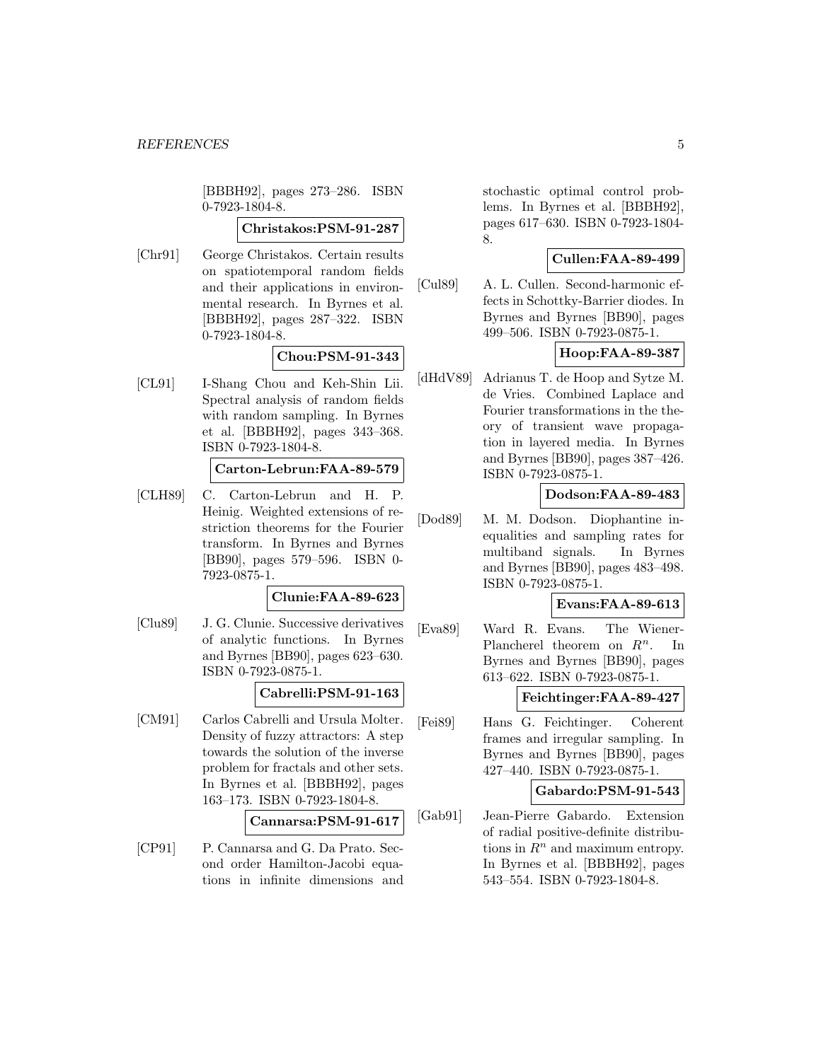[BBBH92], pages 273–286. ISBN 0-7923-1804-8.

**Christakos:PSM-91-287**

[Chr91] George Christakos. Certain results on spatiotemporal random fields and their applications in environmental research. In Byrnes et al. [BBBH92], pages 287–322. ISBN 0-7923-1804-8.

**Chou:PSM-91-343**

[CL91] I-Shang Chou and Keh-Shin Lii. Spectral analysis of random fields with random sampling. In Byrnes et al. [BBBH92], pages 343–368. ISBN 0-7923-1804-8.

**Carton-Lebrun:FAA-89-579**

[CLH89] C. Carton-Lebrun and H. P. Heinig. Weighted extensions of restriction theorems for the Fourier transform. In Byrnes and Byrnes [BB90], pages 579–596. ISBN 0-7923-0875-1.

**Clunie:FAA-89-623**

[Clu89] J. G. Clunie. Successive derivatives of analytic functions. In Byrnes and Byrnes [BB90], pages 623–630. ISBN 0-7923-0875-1.

**Cabrelli:PSM-91-163**

[CM91] Carlos Cabrelli and Ursula Molter. Density of fuzzy attractors: A step towards the solution of the inverse problem for fractals and other sets. In Byrnes et al. [BBBH92], pages 163–173. ISBN 0-7923-1804-8.

**Cannarsa:PSM-91-617**

[CP91] P. Cannarsa and G. Da Prato. Second order Hamilton-Jacobi equations in infinite dimensions and stochastic optimal control problems. In Byrnes et al. [BBBH92], pages 617–630. ISBN 0-7923-1804-8.

**Cullen:FAA-89-499**

[Cul89] A. L. Cullen. Second-harmonic effects in Schottky-Barrier diodes. In Byrnes and Byrnes [BB90], pages 499–506. ISBN 0-7923-0875-1.

**Hoop:FAA-89-387**

[dHdV89] Adrianus T. de Hoop and Sytze M. de Vries. Combined Laplace and Fourier transformations in the theory of transient wave propagation in layered media. In Byrnes and Byrnes [BB90], pages 387–426. ISBN 0-7923-0875-1.

**Dodson:FAA-89-483**

[Dod89] M. M. Dodson. Diophantine inequalities and sampling rates for multiband signals. In Byrnes and Byrnes [BB90], pages 483–498. ISBN 0-7923-0875-1.

**Evans:FAA-89-613**

[Eva89] Ward R. Evans. The Wiener-Plancherel theorem on $R^n$. In Byrnes and Byrnes [BB90], pages 613–622. ISBN 0-7923-0875-1.

**Feichtinger:FAA-89-427**

[Fei89] Hans G. Feichtinger. Coherent frames and irregular sampling. In Byrnes and Byrnes [BB90], pages 427–440. ISBN 0-7923-0875-1.

**Gabardo:PSM-91-543**

[Gab91] Jean-Pierre Gabardo. Extension of radial positive-definite distributions in $R^n$ and maximum entropy. In Byrnes et al. [BBBH92], pages 543–554. ISBN 0-7923-1804-8.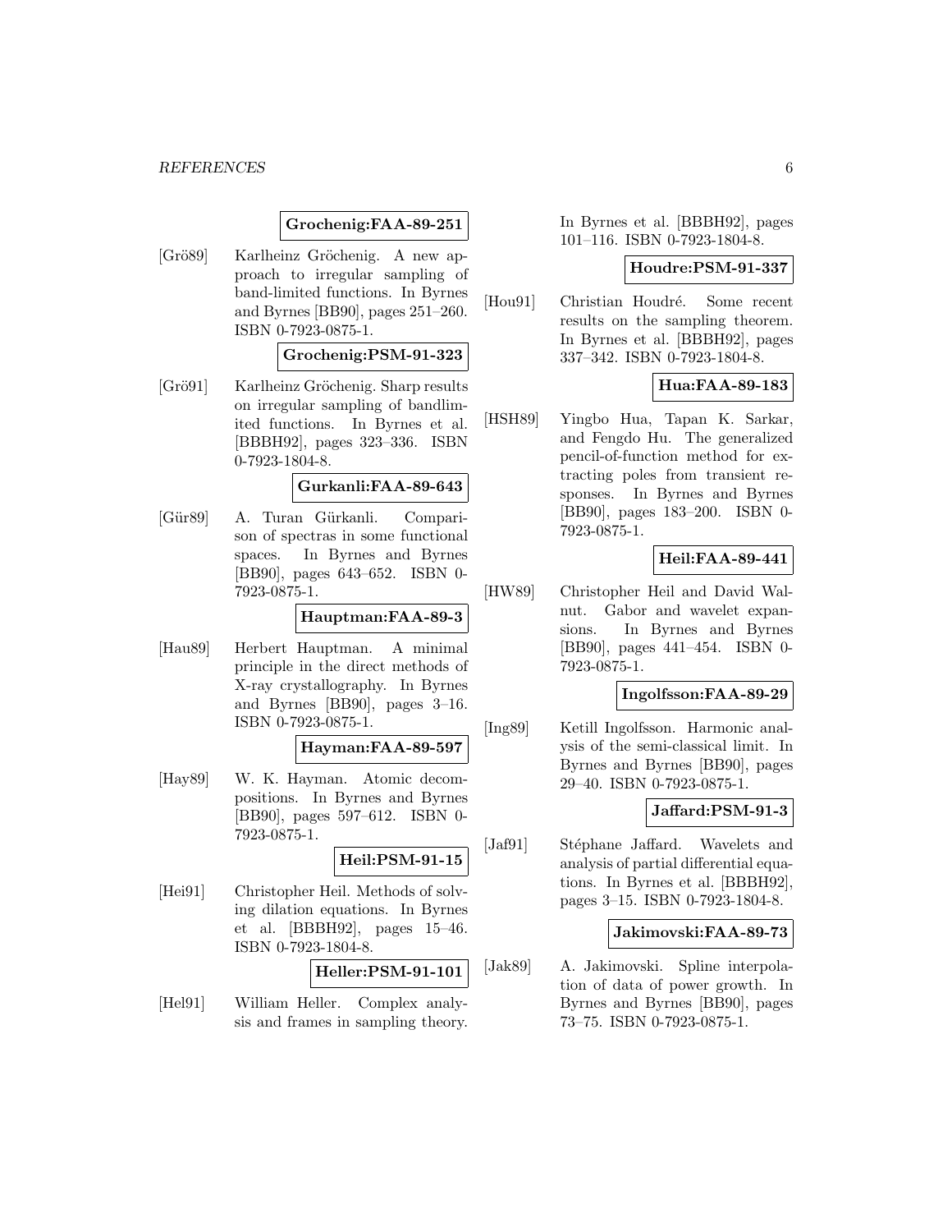**Grochenig:FAA-89-251**

[Grö89] Karlheinz Gröchenig. A new approach to irregular sampling of band-limited functions. In Byrnes and Byrnes [BB90], pages 251–260. ISBN 0-7923-0875-1.

**Grochenig:PSM-91-323**

[Grö91] Karlheinz Gröchenig. Sharp results on irregular sampling of bandlimited functions. In Byrnes et al. [BBBH92], pages 323–336. ISBN 0-7923-1804-8.

**Gurkanli:FAA-89-643**

[Gür89] A. Turan Gürkanli. Comparison of spectras in some functional spaces. In Byrnes and Byrnes [BB90], pages 643–652. ISBN 0-7923-0875-1.

**Hauptman:FAA-89-3**

[Hau89] Herbert Hauptman. A minimal principle in the direct methods of X-ray crystallography. In Byrnes and Byrnes [BB90], pages 3–16. ISBN 0-7923-0875-1.

**Hayman:FAA-89-597**

[Hay89] W. K. Hayman. Atomic decompositions. In Byrnes and Byrnes [BB90], pages 597–612. ISBN 0-7923-0875-1.

**Heil:PSM-91-15**

[Hei91] Christopher Heil. Methods of solving dilation equations. In Byrnes et al. [BBBH92], pages 15–46. ISBN 0-7923-1804-8.

**Heller:PSM-91-101**

[Hel91] William Heller. Complex analysis and frames in sampling theory. In Byrnes et al. [BBBH92], pages 101–116. ISBN 0-7923-1804-8.

**Houdre:PSM-91-337**

[Hou91] Christian Houdré. Some recent results on the sampling theorem. In Byrnes et al. [BBBH92], pages 337–342. ISBN 0-7923-1804-8.

**Hua:FAA-89-183**

[HSH89] Yingbo Hua, Tapan K. Sarkar, and Fengdo Hu. The generalized pencil-of-function method for extracting poles from transient responses. In Byrnes and Byrnes [BB90], pages 183–200. ISBN 0-7923-0875-1.

**Heil:FAA-89-441**

[HW89] Christopher Heil and David Walnut. Gabor and wavelet expansions. In Byrnes and Byrnes [BB90], pages 441–454. ISBN 0-7923-0875-1.

**Ingolfsson:FAA-89-29**

[Ing89] Ketill Ingolfsson. Harmonic analysis of the semi-classical limit. In Byrnes and Byrnes [BB90], pages 29–40. ISBN 0-7923-0875-1.

**Jaffard:PSM-91-3**

[Jaf91] Stéphane Jaffard. Wavelets and analysis of partial differential equations. In Byrnes et al. [BBBH92], pages 3–15. ISBN 0-7923-1804-8.

**Jakimovski:FAA-89-73**

[Jak89] A. Jakimovski. Spline interpolation of data of power growth. In Byrnes and Byrnes [BB90], pages 73–75. ISBN 0-7923-0875-1.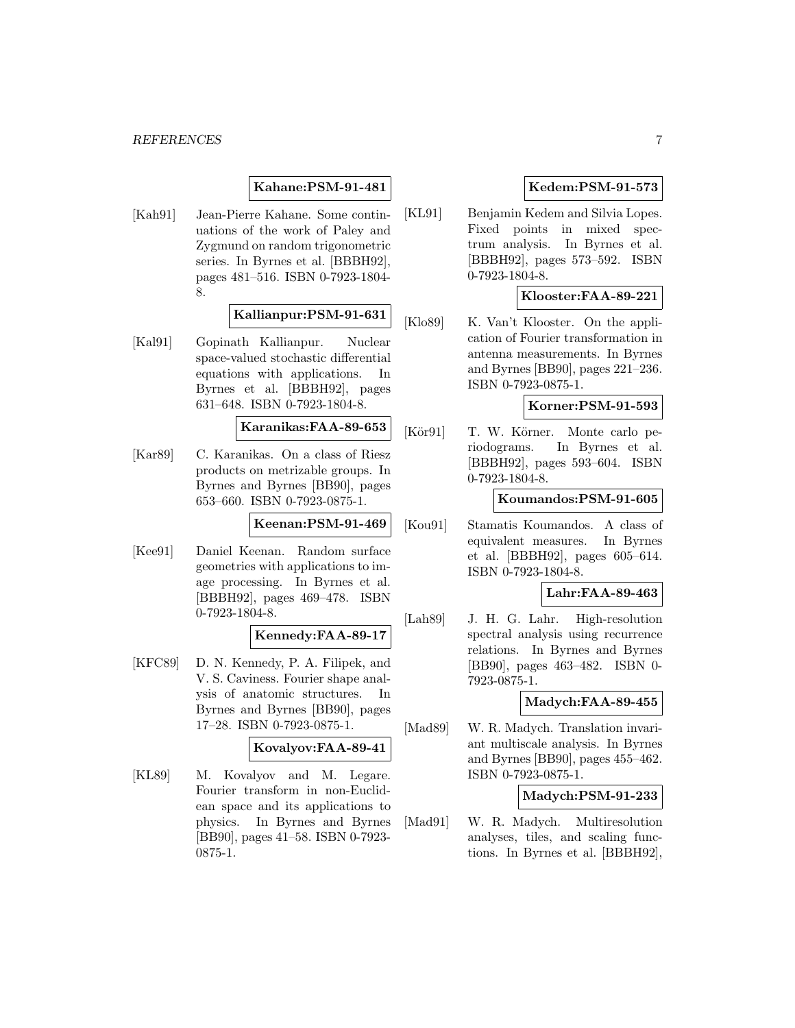**Kahane:PSM-91-481**

[Kah91] Jean-Pierre Kahane. Some continuations of the work of Paley and Zygmund on random trigonometric series. In Byrnes et al. [BBBH92], pages 481–516. ISBN 0-7923-1804-8.

**Kallianpur:PSM-91-631**

[Kal91] Gopinath Kallianpur. Nuclear space-valued stochastic differential equations with applications. In Byrnes et al. [BBBH92], pages 631–648. ISBN 0-7923-1804-8.

**Karanikas:FAA-89-653**

[Kar89] C. Karanikas. On a class of Riesz products on metrizable groups. In Byrnes and Byrnes [BB90], pages 653–660. ISBN 0-7923-0875-1.

**Keenan:PSM-91-469**

[Kee91] Daniel Keenan. Random surface geometries with applications to image processing. In Byrnes et al. [BBBH92], pages 469–478. ISBN 0-7923-1804-8.

**Kennedy:FAA-89-17**

[KFC89] D. N. Kennedy, P. A. Filipek, and V. S. Caviness. Fourier shape analysis of anatomic structures. In Byrnes and Byrnes [BB90], pages 17–28. ISBN 0-7923-0875-1.

**Kovalyov:FAA-89-41**

[KL89] M. Kovalyov and M. Legare. Fourier transform in non-Euclidean space and its applications to physics. In Byrnes and Byrnes [BB90], pages 41–58. ISBN 0-7923-0875-1.

**Kedem:PSM-91-573**

[KL91] Benjamin Kedem and Silvia Lopes. Fixed points in mixed spectrum analysis. In Byrnes et al. [BBBH92], pages 573–592. ISBN 0-7923-1804-8.

**Klooster:FAA-89-221**

[Klo89] K. Van't Klooster. On the application of Fourier transformation in antenna measurements. In Byrnes and Byrnes [BB90], pages 221–236. ISBN 0-7923-0875-1.

**Korner:PSM-91-593**

[Kör91] T. W. Körner. Monte carlo periodograms. In Byrnes et al. [BBBH92], pages 593–604. ISBN 0-7923-1804-8.

**Koumandos:PSM-91-605**

[Kou91] Stamatis Koumandos. A class of equivalent measures. In Byrnes et al. [BBBH92], pages 605–614. ISBN 0-7923-1804-8.

**Lahr:FAA-89-463**

[Lah89] J. H. G. Lahr. High-resolution spectral analysis using recurrence relations. In Byrnes and Byrnes [BB90], pages 463–482. ISBN 0-7923-0875-1.

**Madych:FAA-89-455**

[Mad89] W. R. Madych. Translation invariant multiscale analysis. In Byrnes and Byrnes [BB90], pages 455–462. ISBN 0-7923-0875-1.

**Madych:PSM-91-233**

[Mad91] W. R. Madych. Multiresolution analyses, tiles, and scaling functions. In Byrnes et al. [BBBH92],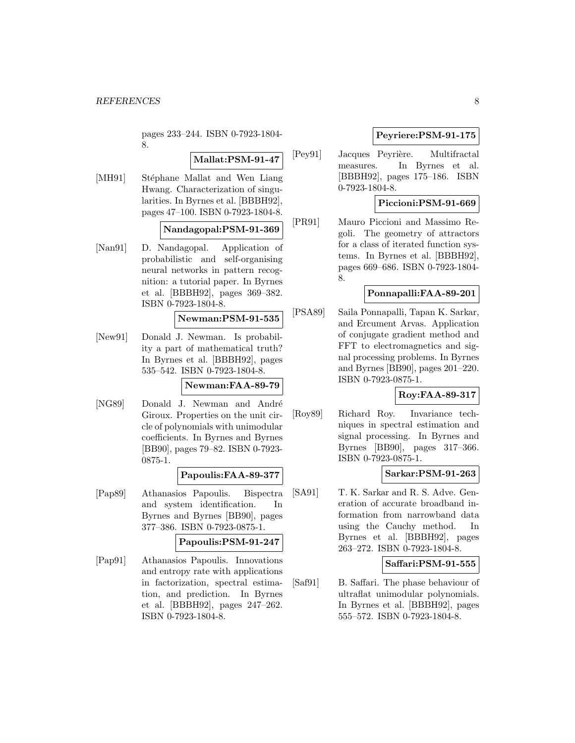pages 233–244. ISBN 0-7923-1804-8.

**Mallat:PSM-91-47**

[MH91] Stéphane Mallat and Wen Liang Hwang. Characterization of singularities. In Byrnes et al. [BBBH92], pages 47–100. ISBN 0-7923-1804-8.

**Nandagopal:PSM-91-369**

[Nan91] D. Nandagopal. Application of probabilistic and self-organising neural networks in pattern recognition: a tutorial paper. In Byrnes et al. [BBBH92], pages 369–382. ISBN 0-7923-1804-8.

**Newman:PSM-91-535**

[New91] Donald J. Newman. Is probability a part of mathematical truth? In Byrnes et al. [BBBH92], pages 535–542. ISBN 0-7923-1804-8.

**Newman:FAA-89-79**

[NG89] Donald J. Newman and André Giroux. Properties on the unit circle of polynomials with unimodular coefficients. In Byrnes and Byrnes [BB90], pages 79–82. ISBN 0-7923-0875-1.

**Papoulis:FAA-89-377**

[Pap89] Athanasios Papoulis. Bispectra and system identification. In Byrnes and Byrnes [BB90], pages 377–386. ISBN 0-7923-0875-1.

**Papoulis:PSM-91-247**

[Pap91] Athanasios Papoulis. Innovations and entropy rate with applications in factorization, spectral estimation, and prediction. In Byrnes et al. [BBBH92], pages 247–262. ISBN 0-7923-1804-8.

**Peyriere:PSM-91-175**

[Pey91] Jacques Peyrière. Multifractal measures. In Byrnes et al. [BBBH92], pages 175–186. ISBN 0-7923-1804-8.

**Piccioni:PSM-91-669**

[PR91] Mauro Piccioni and Massimo Regoli. The geometry of attractors for a class of iterated function systems. In Byrnes et al. [BBBH92], pages 669–686. ISBN 0-7923-1804-8.

**Ponnapalli:FAA-89-201**

[PSA89] Saila Ponnapalli, Tapan K. Sarkar, and Ercument Arvas. Application of conjugate gradient method and FFT to electromagnetics and signal processing problems. In Byrnes and Byrnes [BB90], pages 201–220. ISBN 0-7923-0875-1.

**Roy:FAA-89-317**

[Roy89] Richard Roy. Invariance techniques in spectral estimation and signal processing. In Byrnes and Byrnes [BB90], pages 317–366. ISBN 0-7923-0875-1.

**Sarkar:PSM-91-263**

[SA91] T. K. Sarkar and R. S. Adve. Generation of accurate broadband information from narrowband data using the Cauchy method. In Byrnes et al. [BBBH92], pages 263–272. ISBN 0-7923-1804-8.

**Saffari:PSM-91-555**

[Saf91] B. Saffari. The phase behaviour of ultraflat unimodular polynomials. In Byrnes et al. [BBBH92], pages 555–572. ISBN 0-7923-1804-8.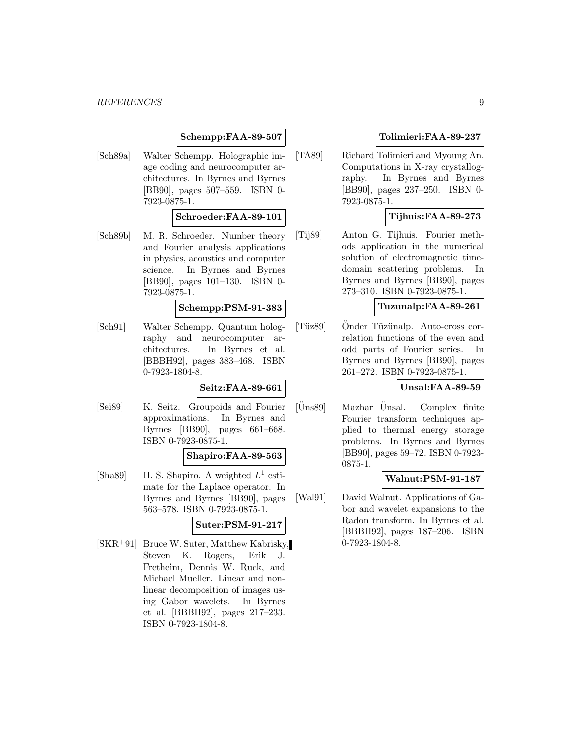**Schempp:FAA-89-507**

[Sch89a] Walter Schempp. Holographic image coding and neurocomputer architectures. In Byrnes and Byrnes [BB90], pages 507–559. ISBN 0-7923-0875-1.

**Schroeder:FAA-89-101**

[Sch89b] M. R. Schroeder. Number theory and Fourier analysis applications in physics, acoustics and computer science. In Byrnes and Byrnes [BB90], pages 101–130. ISBN 0-7923-0875-1.

**Schempp:PSM-91-383**

[Sch91] Walter Schempp. Quantum holography and neurocomputer architectures. In Byrnes et al. [BBBH92], pages 383–468. ISBN 0-7923-1804-8.

**Seitz:FAA-89-661**

[Sei89] K. Seitz. Groupoids and Fourier approximations. In Byrnes and Byrnes [BB90], pages 661–668. ISBN 0-7923-0875-1.

**Shapiro:FAA-89-563**

[Sha89] H. S. Shapiro. A weighted $L^1$ estimate for the Laplace operator. In Byrnes and Byrnes [BB90], pages 563–578. ISBN 0-7923-0875-1.

**Suter:PSM-91-217**

[SKR+91] Bruce W. Suter, Matthew Kabrisky, Steven K. Rogers, Erik J. Fretheim, Dennis W. Ruck, and Michael Mueller. Linear and nonlinear decomposition of images using Gabor wavelets. In Byrnes et al. [BBBH92], pages 217–233. ISBN 0-7923-1804-8.

**Tolimieri:FAA-89-237**

[TA89] Richard Tolimieri and Myoung An. Computations in X-ray crystallography. In Byrnes and Byrnes [BB90], pages 237–250. ISBN 0-7923-0875-1.

**Tijhuis:FAA-89-273**

[Tij89] Anton G. Tijhuis. Fourier methods application in the numerical solution of electromagnetic time-domain scattering problems. In Byrnes and Byrnes [BB90], pages 273–310. ISBN 0-7923-0875-1.

**Tuzunalp:FAA-89-261**

[Tüz89] Önder Tüzünalp. Auto-cross correlation functions of the even and odd parts of Fourier series. In Byrnes and Byrnes [BB90], pages 261–272. ISBN 0-7923-0875-1.

**Unsal:FAA-89-59**

[Üns89] Mazhar Ünsal. Complex finite Fourier transform techniques applied to thermal energy storage problems. In Byrnes and Byrnes [BB90], pages 59–72. ISBN 0-7923-0875-1.

**Walnut:PSM-91-187**

[Wal91] David Walnut. Applications of Gabor and wavelet expansions to the Radon transform. In Byrnes et al. [BBBH92], pages 187–206. ISBN 0-7923-1804-8.